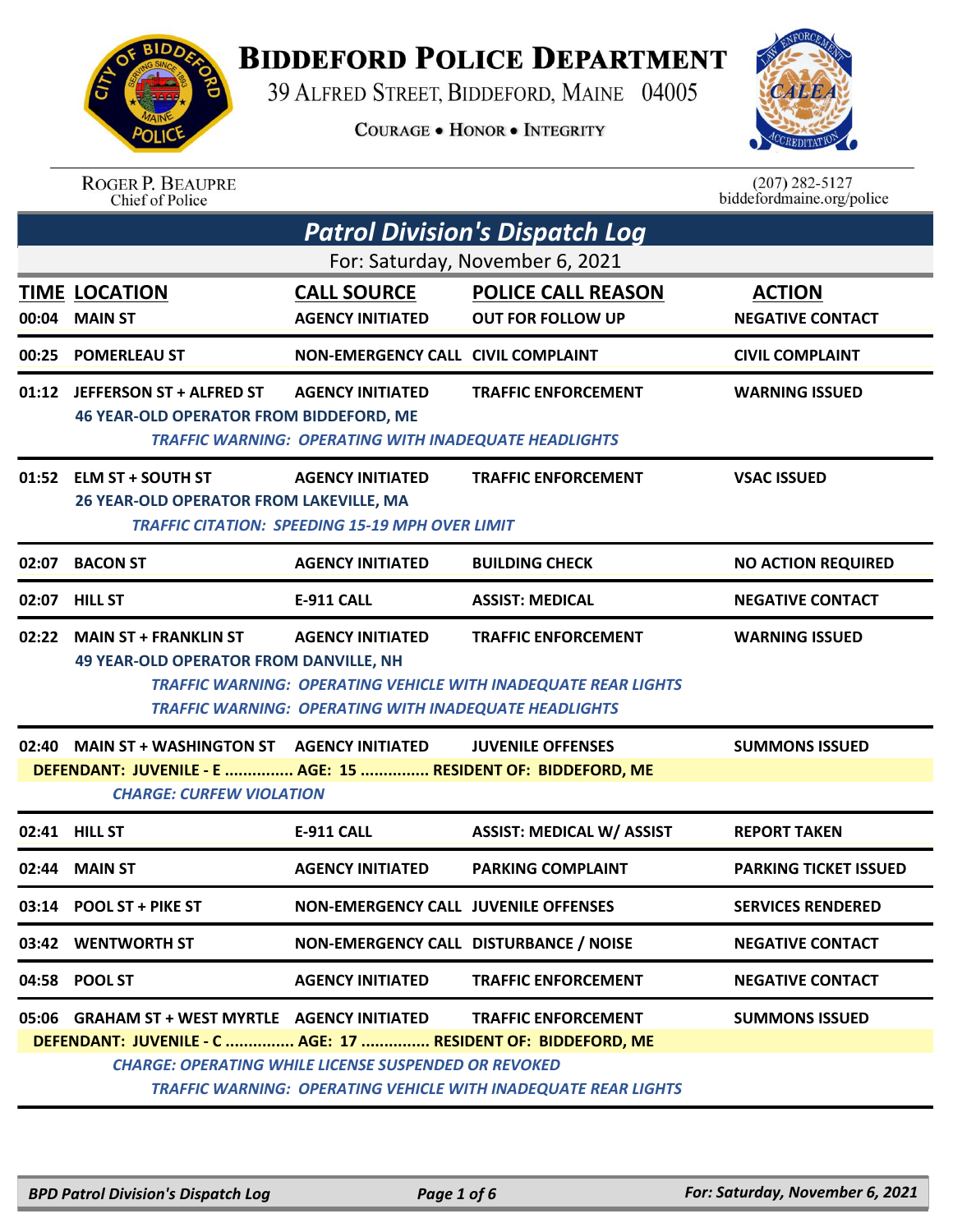# BIDDEFORD POLICE DEPARTMENT

39 ALFRED STREET, BIDDEFORD, MAINE 04005

COURAGE • HONOR • INTEGRITY

ROGER P. BEAUPRE
Chief of Police

(207) 282-5127
biddefordmaine.org/police

## *Patrol Division's Dispatch Log*

For: Saturday, November 6, 2021

| TIME | LOCATION | CALL SOURCE | POLICE CALL REASON | ACTION |
|---|---|---|---|---|
| 00:04 | MAIN ST | AGENCY INITIATED | OUT FOR FOLLOW UP | NEGATIVE CONTACT |
| 00:25 | POMERLEAU ST | NON-EMERGENCY CALL | CIVIL COMPLAINT | CIVIL COMPLAINT |
| 01:12 | JEFFERSON ST + ALFRED ST | AGENCY INITIATED | TRAFFIC ENFORCEMENT | WARNING ISSUED |
| | 46 YEAR-OLD OPERATOR FROM BIDDEFORD, ME | | | |
| | *TRAFFIC WARNING: OPERATING WITH INADEQUATE HEADLIGHTS* | | | |
| 01:52 | ELM ST + SOUTH ST | AGENCY INITIATED | TRAFFIC ENFORCEMENT | VSAC ISSUED |
| | 26 YEAR-OLD OPERATOR FROM LAKEVILLE, MA | | | |
| | *TRAFFIC CITATION: SPEEDING 15-19 MPH OVER LIMIT* | | | |
| 02:07 | BACON ST | AGENCY INITIATED | BUILDING CHECK | NO ACTION REQUIRED |
| 02:07 | HILL ST | E-911 CALL | ASSIST: MEDICAL | NEGATIVE CONTACT |
| 02:22 | MAIN ST + FRANKLIN ST | AGENCY INITIATED | TRAFFIC ENFORCEMENT | WARNING ISSUED |
| | 49 YEAR-OLD OPERATOR FROM DANVILLE, NH | | | |
| | *TRAFFIC WARNING: OPERATING VEHICLE WITH INADEQUATE REAR LIGHTS* | | | |
| | *TRAFFIC WARNING: OPERATING WITH INADEQUATE HEADLIGHTS* | | | |
| 02:40 | MAIN ST + WASHINGTON ST | AGENCY INITIATED | JUVENILE OFFENSES | SUMMONS ISSUED |
| | DEFENDANT: JUVENILE - E ............... AGE: 15 ............... RESIDENT OF: BIDDEFORD, ME | | | |
| | *CHARGE: CURFEW VIOLATION* | | | |
| 02:41 | HILL ST | E-911 CALL | ASSIST: MEDICAL W/ ASSIST | REPORT TAKEN |
| 02:44 | MAIN ST | AGENCY INITIATED | PARKING COMPLAINT | PARKING TICKET ISSUED |
| 03:14 | POOL ST + PIKE ST | NON-EMERGENCY CALL | JUVENILE OFFENSES | SERVICES RENDERED |
| 03:42 | WENTWORTH ST | NON-EMERGENCY CALL | DISTURBANCE / NOISE | NEGATIVE CONTACT |
| 04:58 | POOL ST | AGENCY INITIATED | TRAFFIC ENFORCEMENT | NEGATIVE CONTACT |
| 05:06 | GRAHAM ST + WEST MYRTLE | AGENCY INITIATED | TRAFFIC ENFORCEMENT | SUMMONS ISSUED |
| | DEFENDANT: JUVENILE - C ............... AGE: 17 ............... RESIDENT OF: BIDDEFORD, ME | | | |
| | *CHARGE: OPERATING WHILE LICENSE SUSPENDED OR REVOKED* | | | |
| | *TRAFFIC WARNING: OPERATING VEHICLE WITH INADEQUATE REAR LIGHTS* | | | |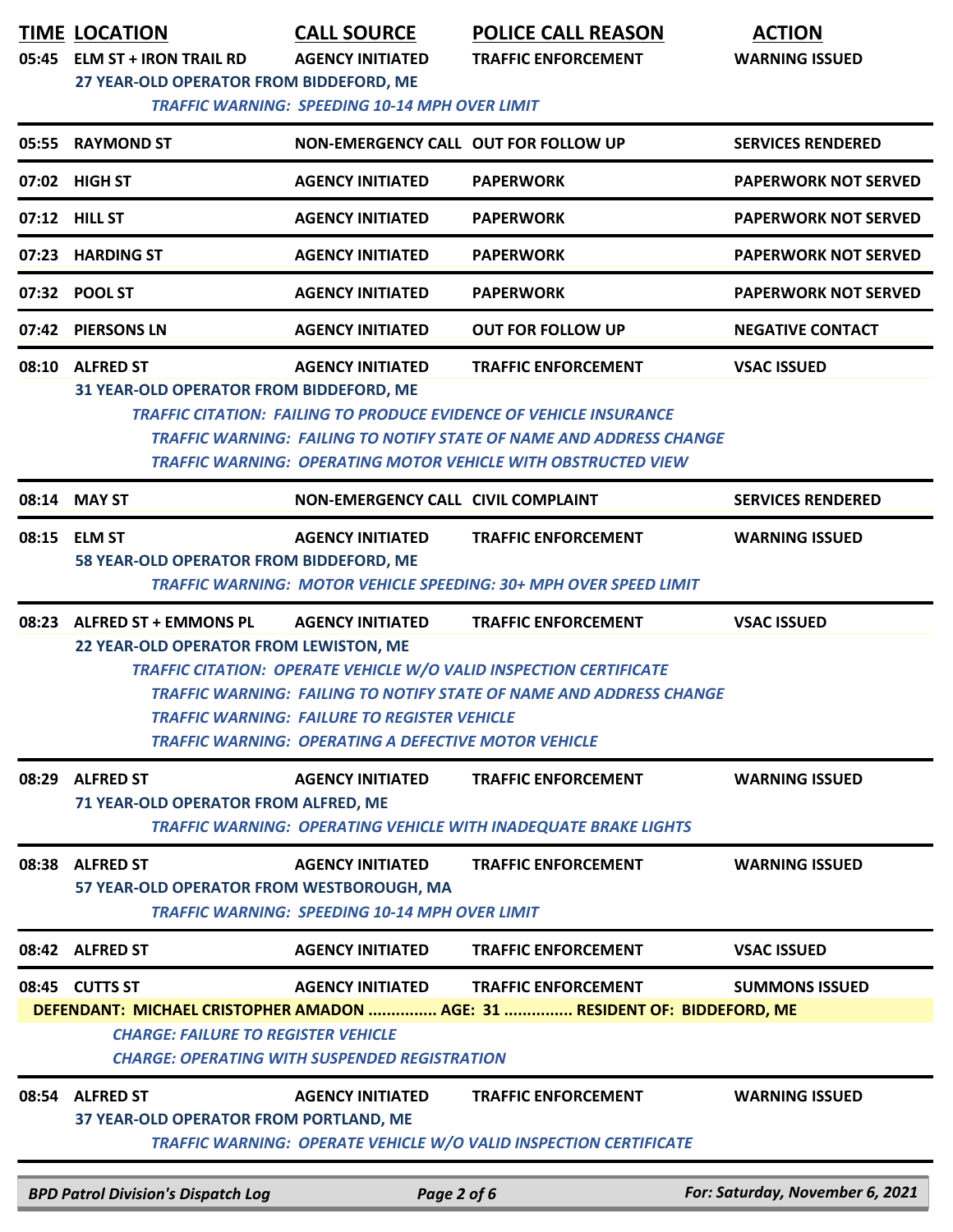| TIME | LOCATION | CALL SOURCE | POLICE CALL REASON | ACTION |
|---|---|---|---|---|
| 05:45 | ELM ST + IRON TRAIL RD | AGENCY INITIATED | TRAFFIC ENFORCEMENT | WARNING ISSUED |
| | 27 YEAR-OLD OPERATOR FROM BIDDEFORD, ME | | | |
| | *TRAFFIC WARNING: SPEEDING 10-14 MPH OVER LIMIT* | | | |
| 05:55 | RAYMOND ST | NON-EMERGENCY CALL | OUT FOR FOLLOW UP | SERVICES RENDERED |
| 07:02 | HIGH ST | AGENCY INITIATED | PAPERWORK | PAPERWORK NOT SERVED |
| 07:12 | HILL ST | AGENCY INITIATED | PAPERWORK | PAPERWORK NOT SERVED |
| 07:23 | HARDING ST | AGENCY INITIATED | PAPERWORK | PAPERWORK NOT SERVED |
| 07:32 | POOL ST | AGENCY INITIATED | PAPERWORK | PAPERWORK NOT SERVED |
| 07:42 | PIERSONS LN | AGENCY INITIATED | OUT FOR FOLLOW UP | NEGATIVE CONTACT |
| 08:10 | ALFRED ST | AGENCY INITIATED | TRAFFIC ENFORCEMENT | VSAC ISSUED |
| | 31 YEAR-OLD OPERATOR FROM BIDDEFORD, ME | | | |
| | *TRAFFIC CITATION: FAILING TO PRODUCE EVIDENCE OF VEHICLE INSURANCE* | | | |
| | *TRAFFIC WARNING: FAILING TO NOTIFY STATE OF NAME AND ADDRESS CHANGE* | | | |
| | *TRAFFIC WARNING: OPERATING MOTOR VEHICLE WITH OBSTRUCTED VIEW* | | | |
| 08:14 | MAY ST | NON-EMERGENCY CALL | CIVIL COMPLAINT | SERVICES RENDERED |
| 08:15 | ELM ST | AGENCY INITIATED | TRAFFIC ENFORCEMENT | WARNING ISSUED |
| | 58 YEAR-OLD OPERATOR FROM BIDDEFORD, ME | | | |
| | *TRAFFIC WARNING: MOTOR VEHICLE SPEEDING: 30+ MPH OVER SPEED LIMIT* | | | |
| 08:23 | ALFRED ST + EMMONS PL | AGENCY INITIATED | TRAFFIC ENFORCEMENT | VSAC ISSUED |
| | 22 YEAR-OLD OPERATOR FROM LEWISTON, ME | | | |
| | *TRAFFIC CITATION: OPERATE VEHICLE W/O VALID INSPECTION CERTIFICATE* | | | |
| | *TRAFFIC WARNING: FAILING TO NOTIFY STATE OF NAME AND ADDRESS CHANGE* | | | |
| | *TRAFFIC WARNING: FAILURE TO REGISTER VEHICLE* | | | |
| | *TRAFFIC WARNING: OPERATING A DEFECTIVE MOTOR VEHICLE* | | | |
| 08:29 | ALFRED ST | AGENCY INITIATED | TRAFFIC ENFORCEMENT | WARNING ISSUED |
| | 71 YEAR-OLD OPERATOR FROM ALFRED, ME | | | |
| | *TRAFFIC WARNING: OPERATING VEHICLE WITH INADEQUATE BRAKE LIGHTS* | | | |
| 08:38 | ALFRED ST | AGENCY INITIATED | TRAFFIC ENFORCEMENT | WARNING ISSUED |
| | 57 YEAR-OLD OPERATOR FROM WESTBOROUGH, MA | | | |
| | *TRAFFIC WARNING: SPEEDING 10-14 MPH OVER LIMIT* | | | |
| 08:42 | ALFRED ST | AGENCY INITIATED | TRAFFIC ENFORCEMENT | VSAC ISSUED |
| 08:45 | CUTTS ST | AGENCY INITIATED | TRAFFIC ENFORCEMENT | SUMMONS ISSUED |
| | DEFENDANT: MICHAEL CRISTOPHER AMADON ............... AGE: 31 ............... RESIDENT OF: BIDDEFORD, ME | | | |
| | *CHARGE: FAILURE TO REGISTER VEHICLE* | | | |
| | *CHARGE: OPERATING WITH SUSPENDED REGISTRATION* | | | |
| 08:54 | ALFRED ST | AGENCY INITIATED | TRAFFIC ENFORCEMENT | WARNING ISSUED |
| | 37 YEAR-OLD OPERATOR FROM PORTLAND, ME | | | |
| | *TRAFFIC WARNING: OPERATE VEHICLE W/O VALID INSPECTION CERTIFICATE* | | | |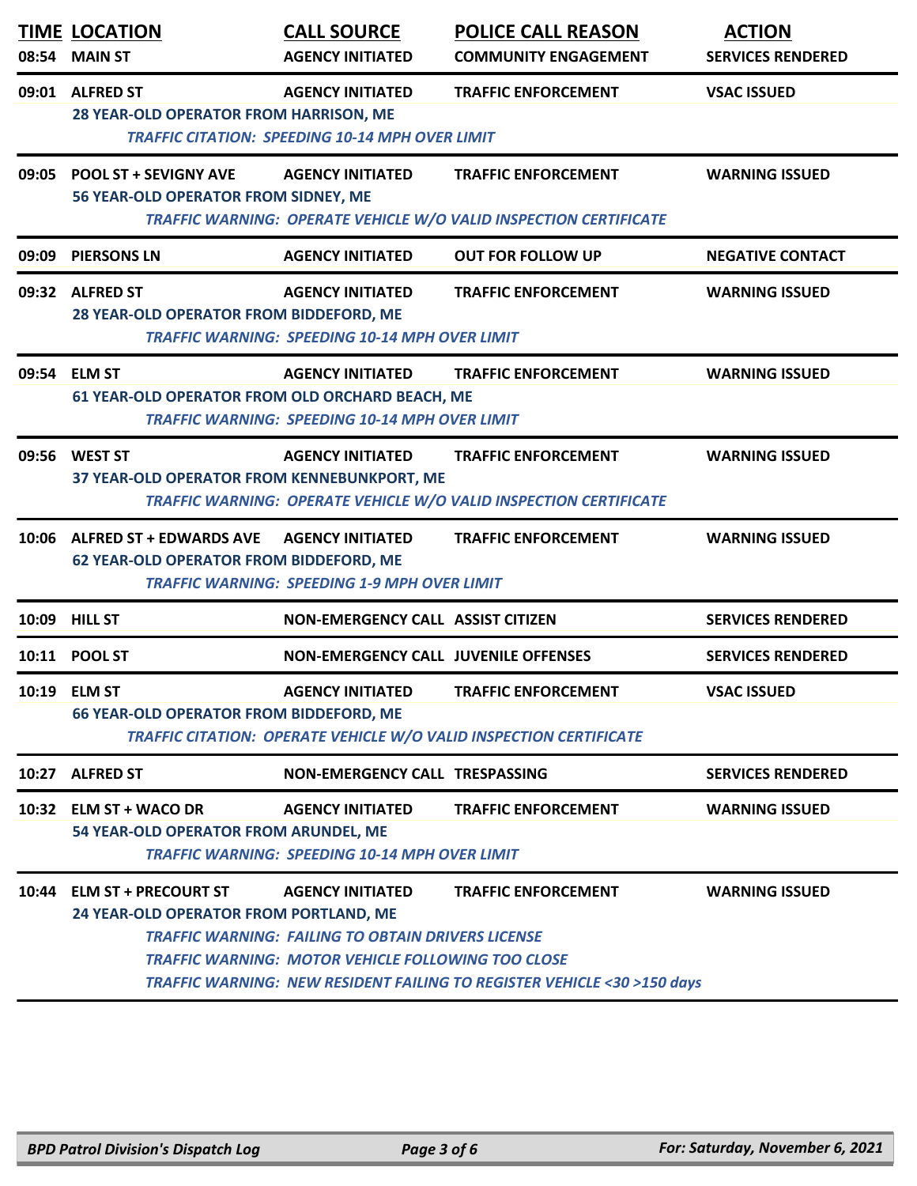| TIME | LOCATION | CALL SOURCE | POLICE CALL REASON | ACTION |
|---|---|---|---|---|
| 08:54 | MAIN ST | AGENCY INITIATED | COMMUNITY ENGAGEMENT | SERVICES RENDERED |
| 09:01 | ALFRED ST | AGENCY INITIATED | TRAFFIC ENFORCEMENT | VSAC ISSUED |
| | 28 YEAR-OLD OPERATOR FROM HARRISON, ME | | | |
| | *TRAFFIC CITATION: SPEEDING 10-14 MPH OVER LIMIT* | | | |
| 09:05 | POOL ST + SEVIGNY AVE | AGENCY INITIATED | TRAFFIC ENFORCEMENT | WARNING ISSUED |
| | 56 YEAR-OLD OPERATOR FROM SIDNEY, ME | | | |
| | *TRAFFIC WARNING: OPERATE VEHICLE W/O VALID INSPECTION CERTIFICATE* | | | |
| 09:09 | PIERSONS LN | AGENCY INITIATED | OUT FOR FOLLOW UP | NEGATIVE CONTACT |
| 09:32 | ALFRED ST | AGENCY INITIATED | TRAFFIC ENFORCEMENT | WARNING ISSUED |
| | 28 YEAR-OLD OPERATOR FROM BIDDEFORD, ME | | | |
| | *TRAFFIC WARNING: SPEEDING 10-14 MPH OVER LIMIT* | | | |
| 09:54 | ELM ST | AGENCY INITIATED | TRAFFIC ENFORCEMENT | WARNING ISSUED |
| | 61 YEAR-OLD OPERATOR FROM OLD ORCHARD BEACH, ME | | | |
| | *TRAFFIC WARNING: SPEEDING 10-14 MPH OVER LIMIT* | | | |
| 09:56 | WEST ST | AGENCY INITIATED | TRAFFIC ENFORCEMENT | WARNING ISSUED |
| | 37 YEAR-OLD OPERATOR FROM KENNEBUNKPORT, ME | | | |
| | *TRAFFIC WARNING: OPERATE VEHICLE W/O VALID INSPECTION CERTIFICATE* | | | |
| 10:06 | ALFRED ST + EDWARDS AVE | AGENCY INITIATED | TRAFFIC ENFORCEMENT | WARNING ISSUED |
| | 62 YEAR-OLD OPERATOR FROM BIDDEFORD, ME | | | |
| | *TRAFFIC WARNING: SPEEDING 1-9 MPH OVER LIMIT* | | | |
| 10:09 | HILL ST | NON-EMERGENCY CALL | ASSIST CITIZEN | SERVICES RENDERED |
| 10:11 | POOL ST | NON-EMERGENCY CALL | JUVENILE OFFENSES | SERVICES RENDERED |
| 10:19 | ELM ST | AGENCY INITIATED | TRAFFIC ENFORCEMENT | VSAC ISSUED |
| | 66 YEAR-OLD OPERATOR FROM BIDDEFORD, ME | | | |
| | *TRAFFIC CITATION: OPERATE VEHICLE W/O VALID INSPECTION CERTIFICATE* | | | |
| 10:27 | ALFRED ST | NON-EMERGENCY CALL | TRESPASSING | SERVICES RENDERED |
| 10:32 | ELM ST + WACO DR | AGENCY INITIATED | TRAFFIC ENFORCEMENT | WARNING ISSUED |
| | 54 YEAR-OLD OPERATOR FROM ARUNDEL, ME | | | |
| | *TRAFFIC WARNING: SPEEDING 10-14 MPH OVER LIMIT* | | | |
| 10:44 | ELM ST + PRECOURT ST | AGENCY INITIATED | TRAFFIC ENFORCEMENT | WARNING ISSUED |
| | 24 YEAR-OLD OPERATOR FROM PORTLAND, ME | | | |
| | *TRAFFIC WARNING: FAILING TO OBTAIN DRIVERS LICENSE* | | | |
| | *TRAFFIC WARNING: MOTOR VEHICLE FOLLOWING TOO CLOSE* | | | |
| | *TRAFFIC WARNING: NEW RESIDENT FAILING TO REGISTER VEHICLE <30 >150 days* | | | |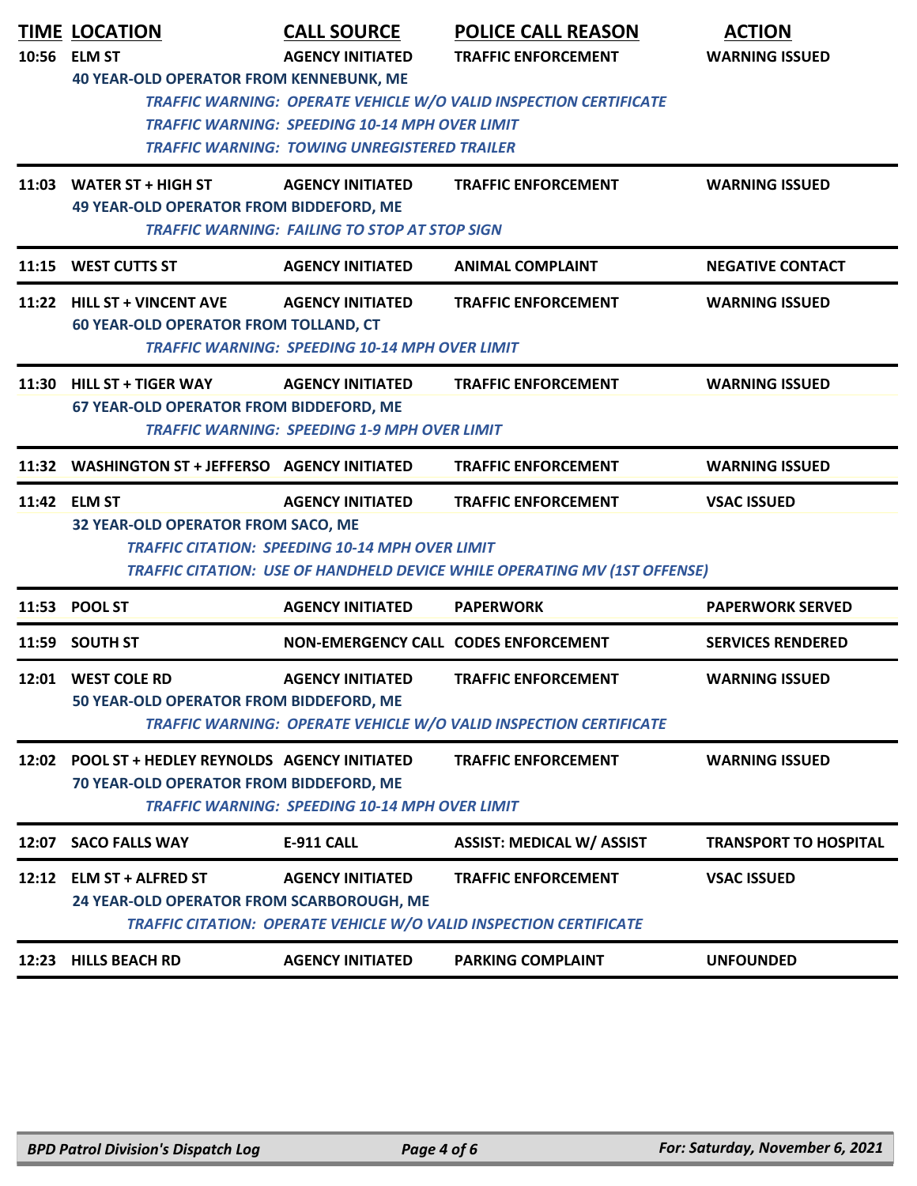| TIME | LOCATION | CALL SOURCE | POLICE CALL REASON | ACTION |
|---|---|---|---|---|
| 10:56 | ELM ST | AGENCY INITIATED | TRAFFIC ENFORCEMENT | WARNING ISSUED |
| | 40 YEAR-OLD OPERATOR FROM KENNEBUNK, ME | | | |
| | | *TRAFFIC WARNING: OPERATE VEHICLE W/O VALID INSPECTION CERTIFICATE* | | |
| | | *TRAFFIC WARNING: SPEEDING 10-14 MPH OVER LIMIT* | | |
| | | *TRAFFIC WARNING: TOWING UNREGISTERED TRAILER* | | |
| 11:03 | WATER ST + HIGH ST | AGENCY INITIATED | TRAFFIC ENFORCEMENT | WARNING ISSUED |
| | 49 YEAR-OLD OPERATOR FROM BIDDEFORD, ME | | | |
| | | *TRAFFIC WARNING: FAILING TO STOP AT STOP SIGN* | | |
| 11:15 | WEST CUTTS ST | AGENCY INITIATED | ANIMAL COMPLAINT | NEGATIVE CONTACT |
| 11:22 | HILL ST + VINCENT AVE | AGENCY INITIATED | TRAFFIC ENFORCEMENT | WARNING ISSUED |
| | 60 YEAR-OLD OPERATOR FROM TOLLAND, CT | | | |
| | | *TRAFFIC WARNING: SPEEDING 10-14 MPH OVER LIMIT* | | |
| 11:30 | HILL ST + TIGER WAY | AGENCY INITIATED | TRAFFIC ENFORCEMENT | WARNING ISSUED |
| | 67 YEAR-OLD OPERATOR FROM BIDDEFORD, ME | | | |
| | | *TRAFFIC WARNING: SPEEDING 1-9 MPH OVER LIMIT* | | |
| 11:32 | WASHINGTON ST + JEFFERSO | AGENCY INITIATED | TRAFFIC ENFORCEMENT | WARNING ISSUED |
| 11:42 | ELM ST | AGENCY INITIATED | TRAFFIC ENFORCEMENT | VSAC ISSUED |
| | 32 YEAR-OLD OPERATOR FROM SACO, ME | | | |
| | | *TRAFFIC CITATION: SPEEDING 10-14 MPH OVER LIMIT* | | |
| | | *TRAFFIC CITATION: USE OF HANDHELD DEVICE WHILE OPERATING MV (1ST OFFENSE)* | | |
| 11:53 | POOL ST | AGENCY INITIATED | PAPERWORK | PAPERWORK SERVED |
| 11:59 | SOUTH ST | NON-EMERGENCY CALL | CODES ENFORCEMENT | SERVICES RENDERED |
| 12:01 | WEST COLE RD | AGENCY INITIATED | TRAFFIC ENFORCEMENT | WARNING ISSUED |
| | 50 YEAR-OLD OPERATOR FROM BIDDEFORD, ME | | | |
| | | *TRAFFIC WARNING: OPERATE VEHICLE W/O VALID INSPECTION CERTIFICATE* | | |
| 12:02 | POOL ST + HEDLEY REYNOLDS | AGENCY INITIATED | TRAFFIC ENFORCEMENT | WARNING ISSUED |
| | 70 YEAR-OLD OPERATOR FROM BIDDEFORD, ME | | | |
| | | *TRAFFIC WARNING: SPEEDING 10-14 MPH OVER LIMIT* | | |
| 12:07 | SACO FALLS WAY | E-911 CALL | ASSIST: MEDICAL W/ ASSIST | TRANSPORT TO HOSPITAL |
| 12:12 | ELM ST + ALFRED ST | AGENCY INITIATED | TRAFFIC ENFORCEMENT | VSAC ISSUED |
| | 24 YEAR-OLD OPERATOR FROM SCARBOROUGH, ME | | | |
| | | *TRAFFIC CITATION: OPERATE VEHICLE W/O VALID INSPECTION CERTIFICATE* | | |
| 12:23 | HILLS BEACH RD | AGENCY INITIATED | PARKING COMPLAINT | UNFOUNDED |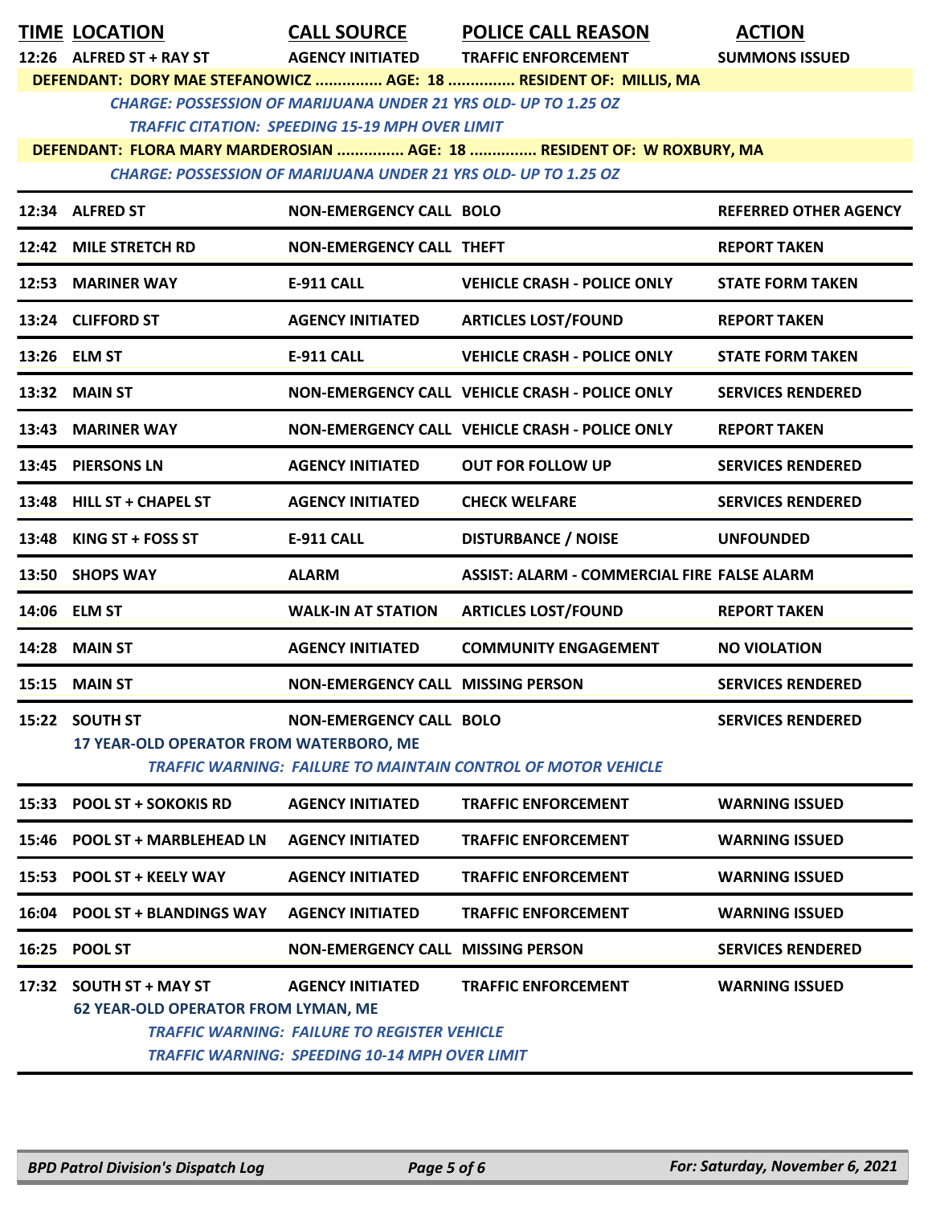| TIME | LOCATION | CALL SOURCE | POLICE CALL REASON | ACTION |
|---|---|---|---|---|
| 12:26 | ALFRED ST + RAY ST | AGENCY INITIATED | TRAFFIC ENFORCEMENT | SUMMONS ISSUED |
| | **DEFENDANT: DORY MAE STEFANOWICZ ............... AGE: 18 ............... RESIDENT OF: MILLIS, MA** | | | |
| | *CHARGE: POSSESSION OF MARIJUANA UNDER 21 YRS OLD- UP TO 1.25 OZ* | | | |
| | *TRAFFIC CITATION: SPEEDING 15-19 MPH OVER LIMIT* | | | |
| | **DEFENDANT: FLORA MARY MARDEROSIAN ............... AGE: 18 ............... RESIDENT OF: W ROXBURY, MA** | | | |
| | *CHARGE: POSSESSION OF MARIJUANA UNDER 21 YRS OLD- UP TO 1.25 OZ* | | | |
| 12:34 | ALFRED ST | NON-EMERGENCY CALL | BOLO | REFERRED OTHER AGENCY |
| 12:42 | MILE STRETCH RD | NON-EMERGENCY CALL | THEFT | REPORT TAKEN |
| 12:53 | MARINER WAY | E-911 CALL | VEHICLE CRASH - POLICE ONLY | STATE FORM TAKEN |
| 13:24 | CLIFFORD ST | AGENCY INITIATED | ARTICLES LOST/FOUND | REPORT TAKEN |
| 13:26 | ELM ST | E-911 CALL | VEHICLE CRASH - POLICE ONLY | STATE FORM TAKEN |
| 13:32 | MAIN ST | NON-EMERGENCY CALL | VEHICLE CRASH - POLICE ONLY | SERVICES RENDERED |
| 13:43 | MARINER WAY | NON-EMERGENCY CALL | VEHICLE CRASH - POLICE ONLY | REPORT TAKEN |
| 13:45 | PIERSONS LN | AGENCY INITIATED | OUT FOR FOLLOW UP | SERVICES RENDERED |
| 13:48 | HILL ST + CHAPEL ST | AGENCY INITIATED | CHECK WELFARE | SERVICES RENDERED |
| 13:48 | KING ST + FOSS ST | E-911 CALL | DISTURBANCE / NOISE | UNFOUNDED |
| 13:50 | SHOPS WAY | ALARM | ASSIST: ALARM - COMMERCIAL FIRE | FALSE ALARM |
| 14:06 | ELM ST | WALK-IN AT STATION | ARTICLES LOST/FOUND | REPORT TAKEN |
| 14:28 | MAIN ST | AGENCY INITIATED | COMMUNITY ENGAGEMENT | NO VIOLATION |
| 15:15 | MAIN ST | NON-EMERGENCY CALL | MISSING PERSON | SERVICES RENDERED |
| 15:22 | SOUTH ST | NON-EMERGENCY CALL | BOLO | SERVICES RENDERED |
| | **17 YEAR-OLD OPERATOR FROM WATERBORO, ME** | | | |
| | *TRAFFIC WARNING: FAILURE TO MAINTAIN CONTROL OF MOTOR VEHICLE* | | | |
| 15:33 | POOL ST + SOKOKIS RD | AGENCY INITIATED | TRAFFIC ENFORCEMENT | WARNING ISSUED |
| 15:46 | POOL ST + MARBLEHEAD LN | AGENCY INITIATED | TRAFFIC ENFORCEMENT | WARNING ISSUED |
| 15:53 | POOL ST + KEELY WAY | AGENCY INITIATED | TRAFFIC ENFORCEMENT | WARNING ISSUED |
| 16:04 | POOL ST + BLANDINGS WAY | AGENCY INITIATED | TRAFFIC ENFORCEMENT | WARNING ISSUED |
| 16:25 | POOL ST | NON-EMERGENCY CALL | MISSING PERSON | SERVICES RENDERED |
| 17:32 | SOUTH ST + MAY ST | AGENCY INITIATED | TRAFFIC ENFORCEMENT | WARNING ISSUED |
| | **62 YEAR-OLD OPERATOR FROM LYMAN, ME** | | | |
| | *TRAFFIC WARNING: FAILURE TO REGISTER VEHICLE* | | | |
| | *TRAFFIC WARNING: SPEEDING 10-14 MPH OVER LIMIT* | | | |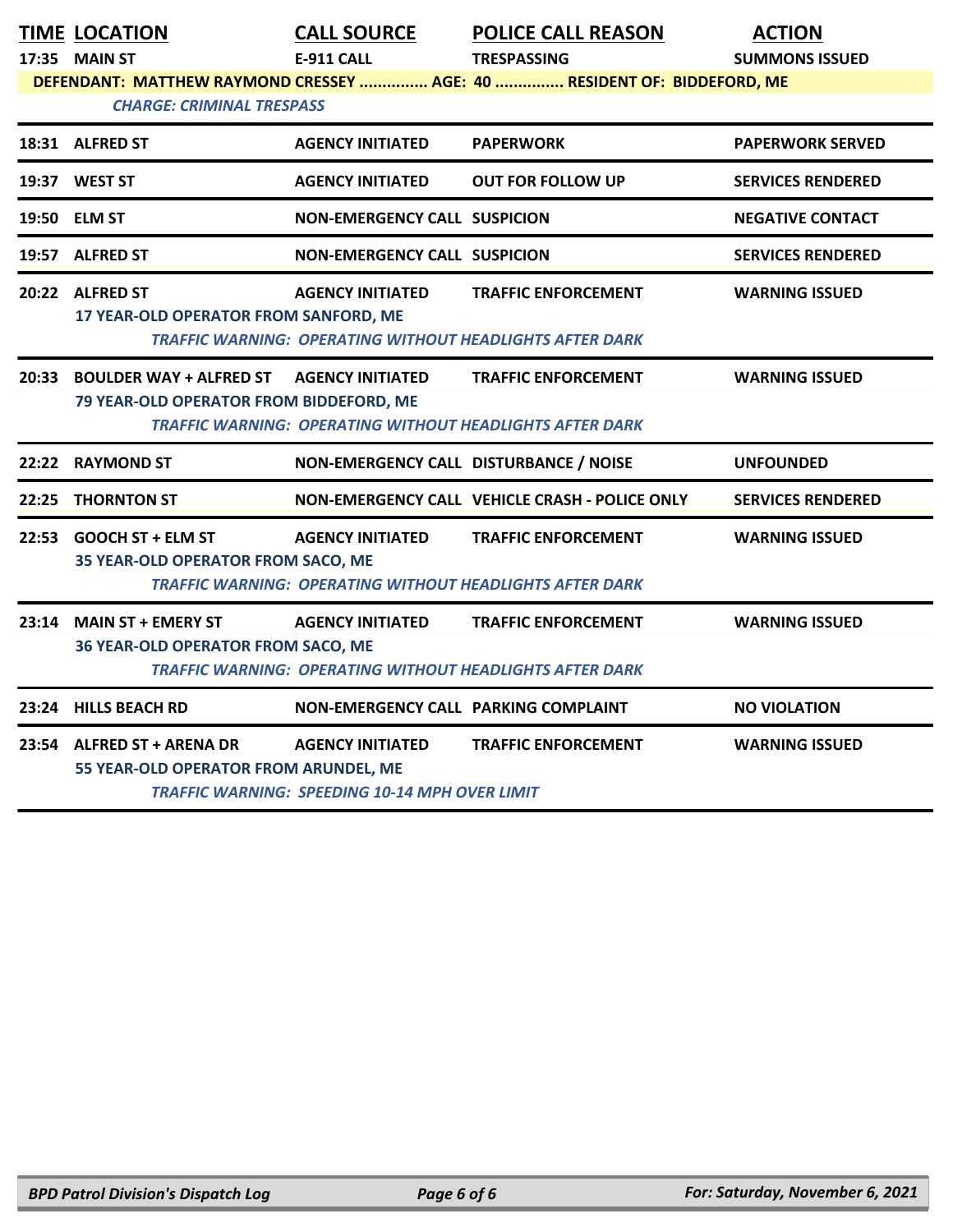| TIME | LOCATION | CALL SOURCE | POLICE CALL REASON | ACTION |
|---|---|---|---|---|
| 17:35 | MAIN ST | E-911 CALL | TRESPASSING | SUMMONS ISSUED |
| | DEFENDANT: MATTHEW RAYMOND CRESSEY ............... AGE: 40 ............... RESIDENT OF: BIDDEFORD, ME | | | |
| | *CHARGE: CRIMINAL TRESPASS* | | | |
| 18:31 | ALFRED ST | AGENCY INITIATED | PAPERWORK | PAPERWORK SERVED |
| 19:37 | WEST ST | AGENCY INITIATED | OUT FOR FOLLOW UP | SERVICES RENDERED |
| 19:50 | ELM ST | NON-EMERGENCY CALL | SUSPICION | NEGATIVE CONTACT |
| 19:57 | ALFRED ST | NON-EMERGENCY CALL | SUSPICION | SERVICES RENDERED |
| 20:22 | ALFRED ST | AGENCY INITIATED | TRAFFIC ENFORCEMENT | WARNING ISSUED |
| | 17 YEAR-OLD OPERATOR FROM SANFORD, ME | | | |
| | *TRAFFIC WARNING: OPERATING WITHOUT HEADLIGHTS AFTER DARK* | | | |
| 20:33 | BOULDER WAY + ALFRED ST | AGENCY INITIATED | TRAFFIC ENFORCEMENT | WARNING ISSUED |
| | 79 YEAR-OLD OPERATOR FROM BIDDEFORD, ME | | | |
| | *TRAFFIC WARNING: OPERATING WITHOUT HEADLIGHTS AFTER DARK* | | | |
| 22:22 | RAYMOND ST | NON-EMERGENCY CALL | DISTURBANCE / NOISE | UNFOUNDED |
| 22:25 | THORNTON ST | NON-EMERGENCY CALL | VEHICLE CRASH - POLICE ONLY | SERVICES RENDERED |
| 22:53 | GOOCH ST + ELM ST | AGENCY INITIATED | TRAFFIC ENFORCEMENT | WARNING ISSUED |
| | 35 YEAR-OLD OPERATOR FROM SACO, ME | | | |
| | *TRAFFIC WARNING: OPERATING WITHOUT HEADLIGHTS AFTER DARK* | | | |
| 23:14 | MAIN ST + EMERY ST | AGENCY INITIATED | TRAFFIC ENFORCEMENT | WARNING ISSUED |
| | 36 YEAR-OLD OPERATOR FROM SACO, ME | | | |
| | *TRAFFIC WARNING: OPERATING WITHOUT HEADLIGHTS AFTER DARK* | | | |
| 23:24 | HILLS BEACH RD | NON-EMERGENCY CALL | PARKING COMPLAINT | NO VIOLATION |
| 23:54 | ALFRED ST + ARENA DR | AGENCY INITIATED | TRAFFIC ENFORCEMENT | WARNING ISSUED |
| | 55 YEAR-OLD OPERATOR FROM ARUNDEL, ME | | | |
| | *TRAFFIC WARNING: SPEEDING 10-14 MPH OVER LIMIT* | | | |